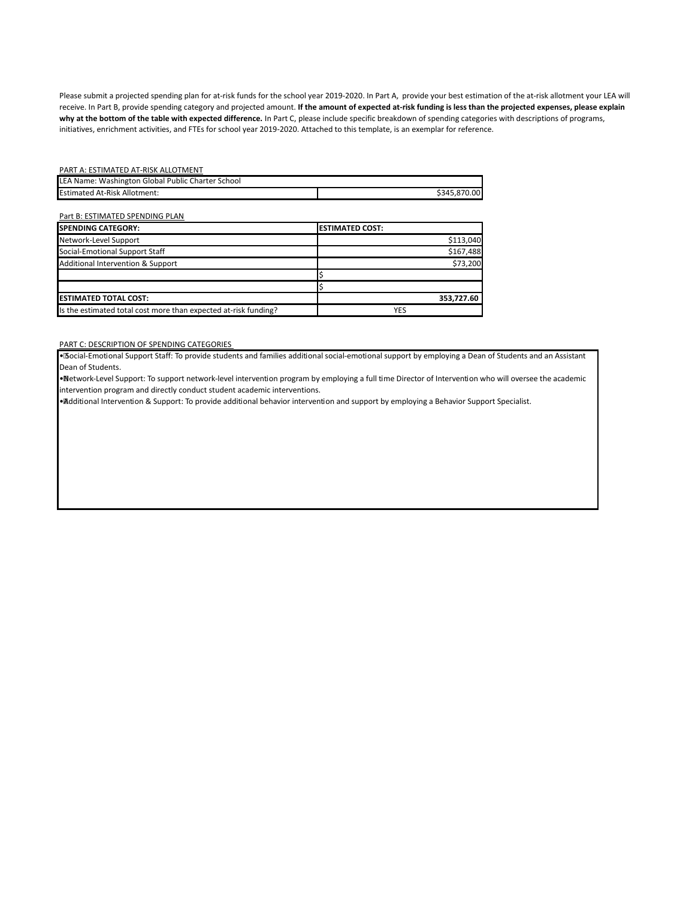Please submit a projected spending plan for at-risk funds for the school year 2019-2020. In Part A, provide your best estimation of the at-risk allotment your LEA will receive. In Part B, provide spending category and projected amount. **If the amount of expected at-risk funding is less than the projected expenses, please explain why at the bottom of the table with expected difference.** In Part C, please include specific breakdown of spending categories with descriptions of programs, initiatives, enrichment activities, and FTEs for school year 2019-2020. Attached to this template, is an exemplar for reference.

PART A: ESTIMATED AT-RISK ALLOTMENT

| LEA Name: Washington Global Public Charter School | |
|---|---|
| Estimated At-Risk Allotment: | $345,870.00 |

Part B: ESTIMATED SPENDING PLAN

| **SPENDING CATEGORY:** | **ESTIMATED COST:** |
|---|---|
| Network-Level Support | $113,040 |
| Social-Emotional Support Staff | $167,488 |
| Additional Intervention & Support | $73,200 |
| | $ |
| | $ |
| **ESTIMATED TOTAL COST:** | **353,727.60** |
| Is the estimated total cost more than expected at-risk funding? | YES |

PART C: DESCRIPTION OF SPENDING CATEGORIES

- Social-Emotional Support Staff: To provide students and families additional social-emotional support by employing a Dean of Students and an Assistant Dean of Students.
- Network-Level Support: To support network-level intervention program by employing a full time Director of Intervention who will oversee the academic intervention program and directly conduct student academic interventions.
- Additional Intervention & Support: To provide additional behavior intervention and support by employing a Behavior Support Specialist.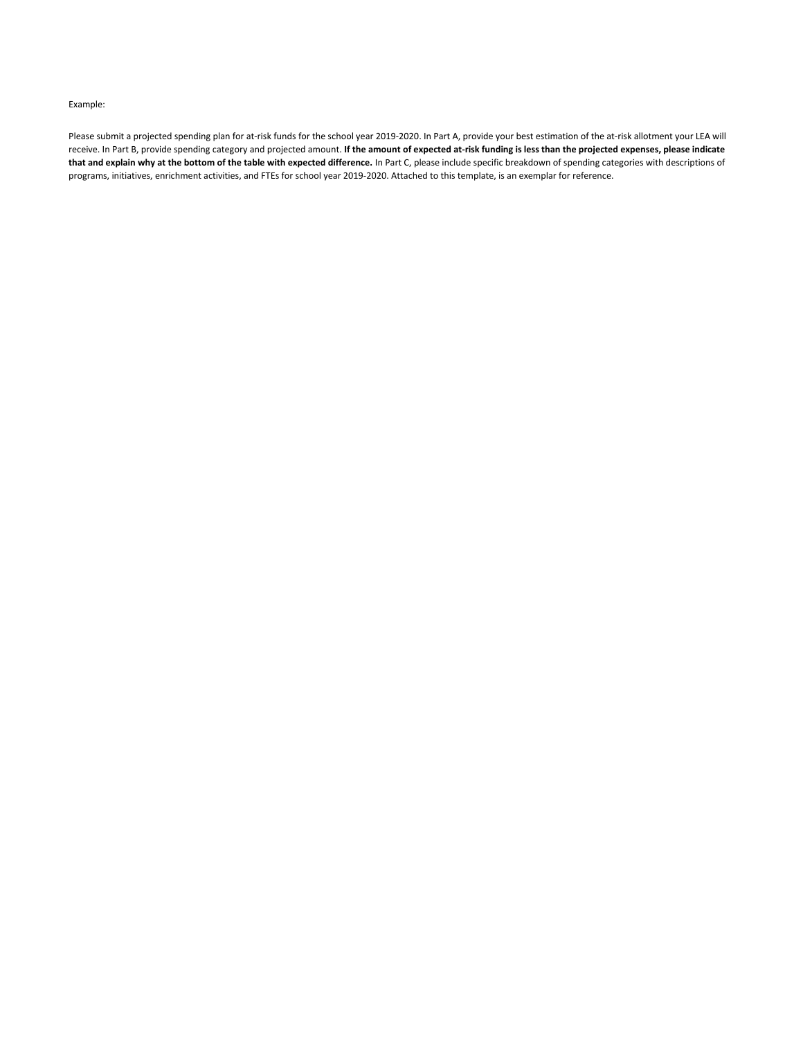Example:

Please submit a projected spending plan for at-risk funds for the school year 2019-2020. In Part A, provide your best estimation of the at-risk allotment your LEA will receive. In Part B, provide spending category and projected amount. **If the amount of expected at-risk funding is less than the projected expenses, please indicate that and explain why at the bottom of the table with expected difference.** In Part C, please include specific breakdown of spending categories with descriptions of programs, initiatives, enrichment activities, and FTEs for school year 2019-2020. Attached to this template, is an exemplar for reference.